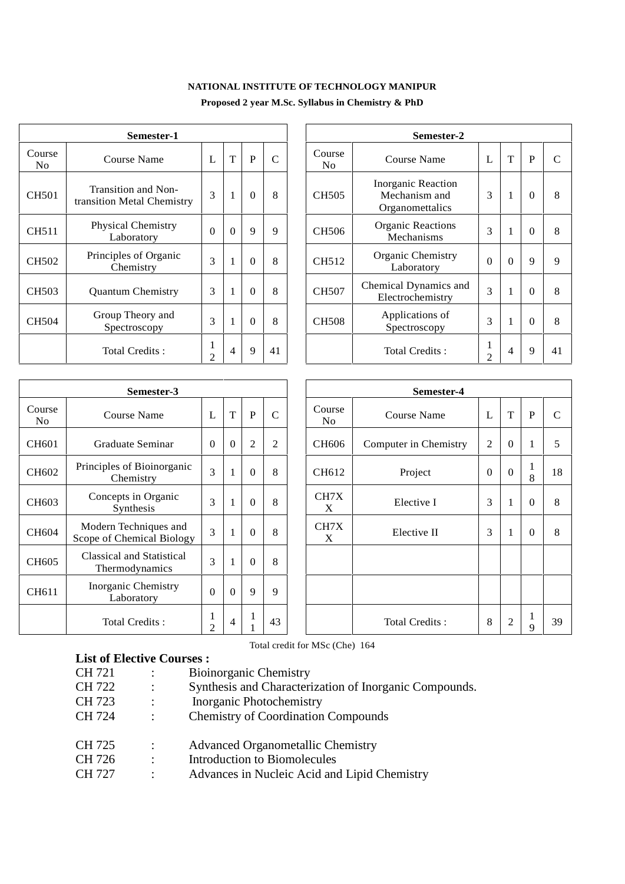**NATIONAL INSTITUTE OF TECHNOLOGY MANIPUR**

**Proposed 2 year M.Sc. Syllabus in Chemistry & PhD**

| Semester-1 | | | | | |
|---|---|---|---|---|---|
| Course No | Course Name | L | T | P | C |
| CH501 | Transition and Non-transition Metal Chemistry | 3 | 1 | 0 | 8 |
| CH511 | Physical Chemistry Laboratory | 0 | 0 | 9 | 9 |
| CH502 | Principles of Organic Chemistry | 3 | 1 | 0 | 8 |
| CH503 | Quantum Chemistry | 3 | 1 | 0 | 8 |
| CH504 | Group Theory and Spectroscopy | 3 | 1 | 0 | 8 |
| | Total Credits : | 12 | 4 | 9 | 41 |

| Semester-2 | | | | | |
|---|---|---|---|---|---|
| Course No | Course Name | L | T | P | C |
| CH505 | Inorganic Reaction Mechanism and Organomettalics | 3 | 1 | 0 | 8 |
| CH506 | Organic Reactions Mechanisms | 3 | 1 | 0 | 8 |
| CH512 | Organic Chemistry Laboratory | 0 | 0 | 9 | 9 |
| CH507 | Chemical Dynamics and Electrochemistry | 3 | 1 | 0 | 8 |
| CH508 | Applications of Spectroscopy | 3 | 1 | 0 | 8 |
| | Total Credits : | 12 | 4 | 9 | 41 |

| Semester-3 | | | | | |
|---|---|---|---|---|---|
| Course No | Course Name | L | T | P | C |
| CH601 | Graduate Seminar | 0 | 0 | 2 | 2 |
| CH602 | Principles of Bioinorganic Chemistry | 3 | 1 | 0 | 8 |
| CH603 | Concepts in Organic Synthesis | 3 | 1 | 0 | 8 |
| CH604 | Modern Techniques and Scope of Chemical Biology | 3 | 1 | 0 | 8 |
| CH605 | Classical and Statistical Thermodynamics | 3 | 1 | 0 | 8 |
| CH611 | Inorganic Chemistry Laboratory | 0 | 0 | 9 | 9 |
| | Total Credits : | 12 | 4 | 11 | 43 |

| Semester-4 | | | | | |
|---|---|---|---|---|---|
| Course No | Course Name | L | T | P | C |
| CH606 | Computer in Chemistry | 2 | 0 | 1 | 5 |
| CH612 | Project | 0 | 0 | 18 | 18 |
| CH7XX | Elective I | 3 | 1 | 0 | 8 |
| CH7XX | Elective II | 3 | 1 | 0 | 8 |
| | | | | | |
| | | | | | |
| | Total Credits : | 8 | 2 | 19 | 39 |

Total credit for MSc (Che) 164

**List of Elective Courses :**

CH 721 : Bioinorganic Chemistry
CH 722 : Synthesis and Characterization of Inorganic Compounds.
CH 723 : Inorganic Photochemistry
CH 724 : Chemistry of Coordination Compounds

CH 725 : Advanced Organometallic Chemistry
CH 726 : Introduction to Biomolecules
CH 727 : Advances in Nucleic Acid and Lipid Chemistry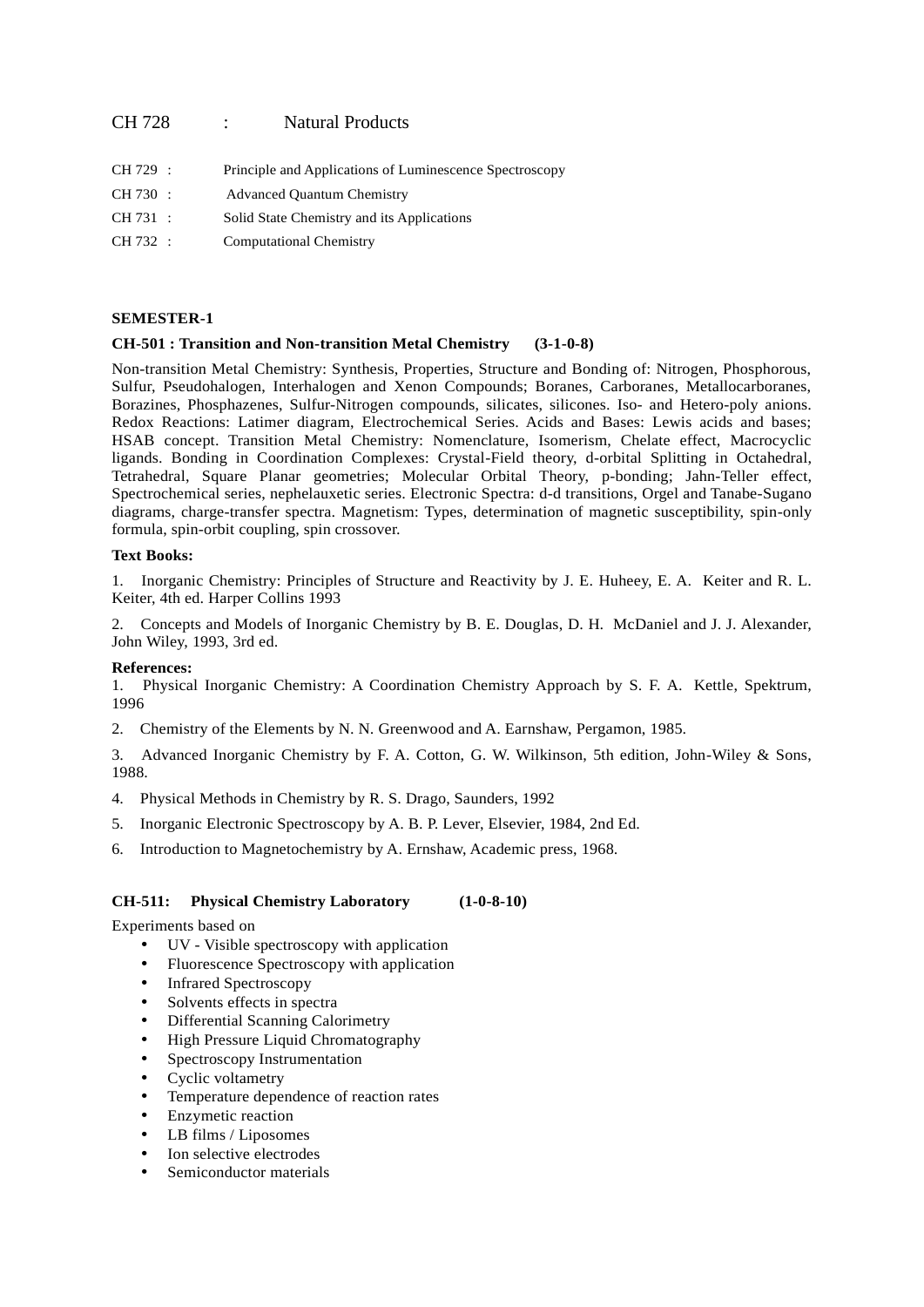CH 728 : Natural Products

CH 729 : Principle and Applications of Luminescence Spectroscopy

CH 730 : Advanced Quantum Chemistry

CH 731 : Solid State Chemistry and its Applications

CH 732 : Computational Chemistry

**SEMESTER-1**

**CH-501 : Transition and Non-transition Metal Chemistry (3-1-0-8)**

Non-transition Metal Chemistry: Synthesis, Properties, Structure and Bonding of: Nitrogen, Phosphorous, Sulfur, Pseudohalogen, Interhalogen and Xenon Compounds; Boranes, Carboranes, Metallocarboranes, Borazines, Phosphazenes, Sulfur-Nitrogen compounds, silicates, silicones. Iso- and Hetero-poly anions. Redox Reactions: Latimer diagram, Electrochemical Series. Acids and Bases: Lewis acids and bases; HSAB concept. Transition Metal Chemistry: Nomenclature, Isomerism, Chelate effect, Macrocyclic ligands. Bonding in Coordination Complexes: Crystal-Field theory, d-orbital Splitting in Octahedral, Tetrahedral, Square Planar geometries; Molecular Orbital Theory, p-bonding; Jahn-Teller effect, Spectrochemical series, nephelauxetic series. Electronic Spectra: d-d transitions, Orgel and Tanabe-Sugano diagrams, charge-transfer spectra. Magnetism: Types, determination of magnetic susceptibility, spin-only formula, spin-orbit coupling, spin crossover.

**Text Books:**

1. Inorganic Chemistry: Principles of Structure and Reactivity by J. E. Huheey, E. A. Keiter and R. L. Keiter, 4th ed. Harper Collins 1993

2. Concepts and Models of Inorganic Chemistry by B. E. Douglas, D. H. McDaniel and J. J. Alexander, John Wiley, 1993, 3rd ed.

**References:**

1. Physical Inorganic Chemistry: A Coordination Chemistry Approach by S. F. A. Kettle, Spektrum, 1996

2. Chemistry of the Elements by N. N. Greenwood and A. Earnshaw, Pergamon, 1985.

3. Advanced Inorganic Chemistry by F. A. Cotton, G. W. Wilkinson, 5th edition, John-Wiley & Sons, 1988.

4. Physical Methods in Chemistry by R. S. Drago, Saunders, 1992

5. Inorganic Electronic Spectroscopy by A. B. P. Lever, Elsevier, 1984, 2nd Ed.

6. Introduction to Magnetochemistry by A. Ernshaw, Academic press, 1968.

**CH-511: Physical Chemistry Laboratory (1-0-8-10)**

Experiments based on

- UV - Visible spectroscopy with application
- Fluorescence Spectroscopy with application
- Infrared Spectroscopy
- Solvents effects in spectra
- Differential Scanning Calorimetry
- High Pressure Liquid Chromatography
- Spectroscopy Instrumentation
- Cyclic voltametry
- Temperature dependence of reaction rates
- Enzymetic reaction
- LB films / Liposomes
- Ion selective electrodes
- Semiconductor materials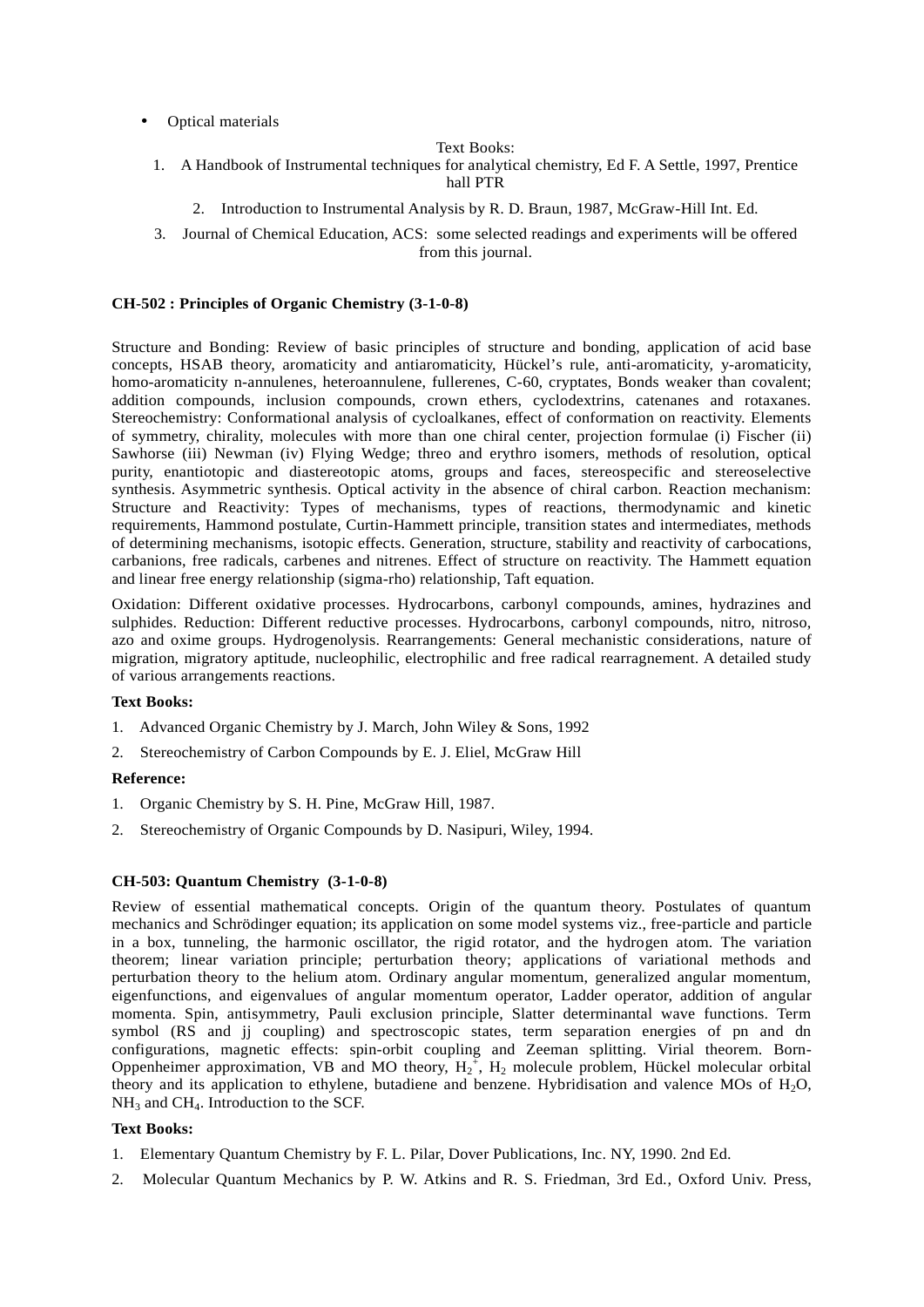- Optical materials

Text Books:

1. A Handbook of Instrumental techniques for analytical chemistry, Ed F. A Settle, 1997, Prentice hall PTR
2. Introduction to Instrumental Analysis by R. D. Braun, 1987, McGraw-Hill Int. Ed.
3. Journal of Chemical Education, ACS: some selected readings and experiments will be offered from this journal.

**CH-502 : Principles of Organic Chemistry (3-1-0-8)**

Structure and Bonding: Review of basic principles of structure and bonding, application of acid base concepts, HSAB theory, aromaticity and antiaromaticity, Hückel's rule, anti-aromaticity, y-aromaticity, homo-aromaticity n-annulenes, heteroannulene, fullerenes, C-60, cryptates, Bonds weaker than covalent; addition compounds, inclusion compounds, crown ethers, cyclodextrins, catenanes and rotaxanes. Stereochemistry: Conformational analysis of cycloalkanes, effect of conformation on reactivity. Elements of symmetry, chirality, molecules with more than one chiral center, projection formulae (i) Fischer (ii) Sawhorse (iii) Newman (iv) Flying Wedge; threo and erythro isomers, methods of resolution, optical purity, enantiotopic and diastereotopic atoms, groups and faces, stereospecific and stereoselective synthesis. Asymmetric synthesis. Optical activity in the absence of chiral carbon. Reaction mechanism: Structure and Reactivity: Types of mechanisms, types of reactions, thermodynamic and kinetic requirements, Hammond postulate, Curtin-Hammett principle, transition states and intermediates, methods of determining mechanisms, isotopic effects. Generation, structure, stability and reactivity of carbocations, carbanions, free radicals, carbenes and nitrenes. Effect of structure on reactivity. The Hammett equation and linear free energy relationship (sigma-rho) relationship, Taft equation.

Oxidation: Different oxidative processes. Hydrocarbons, carbonyl compounds, amines, hydrazines and sulphides. Reduction: Different reductive processes. Hydrocarbons, carbonyl compounds, nitro, nitroso, azo and oxime groups. Hydrogenolysis. Rearrangements: General mechanistic considerations, nature of migration, migratory aptitude, nucleophilic, electrophilic and free radical rearragnement. A detailed study of various arrangements reactions.

**Text Books:**

1. Advanced Organic Chemistry by J. March, John Wiley & Sons, 1992
2. Stereochemistry of Carbon Compounds by E. J. Eliel, McGraw Hill

**Reference:**

1. Organic Chemistry by S. H. Pine, McGraw Hill, 1987.
2. Stereochemistry of Organic Compounds by D. Nasipuri, Wiley, 1994.

**CH-503: Quantum Chemistry (3-1-0-8)**

Review of essential mathematical concepts. Origin of the quantum theory. Postulates of quantum mechanics and Schrödinger equation; its application on some model systems viz., free-particle and particle in a box, tunneling, the harmonic oscillator, the rigid rotator, and the hydrogen atom. The variation theorem; linear variation principle; perturbation theory; applications of variational methods and perturbation theory to the helium atom. Ordinary angular momentum, generalized angular momentum, eigenfunctions, and eigenvalues of angular momentum operator, Ladder operator, addition of angular momenta. Spin, antisymmetry, Pauli exclusion principle, Slatter determinantal wave functions. Term symbol (RS and jj coupling) and spectroscopic states, term separation energies of pn and dn configurations, magnetic effects: spin-orbit coupling and Zeeman splitting. Virial theorem. Born-Oppenheimer approximation, VB and MO theory, $H_2^+$, $H_2$ molecule problem, Hückel molecular orbital theory and its application to ethylene, butadiene and benzene. Hybridisation and valence MOs of $H_2O$, $NH_3$ and $CH_4$. Introduction to the SCF.

**Text Books:**

1. Elementary Quantum Chemistry by F. L. Pilar, Dover Publications, Inc. NY, 1990. 2nd Ed.
2. Molecular Quantum Mechanics by P. W. Atkins and R. S. Friedman, 3rd Ed., Oxford Univ. Press,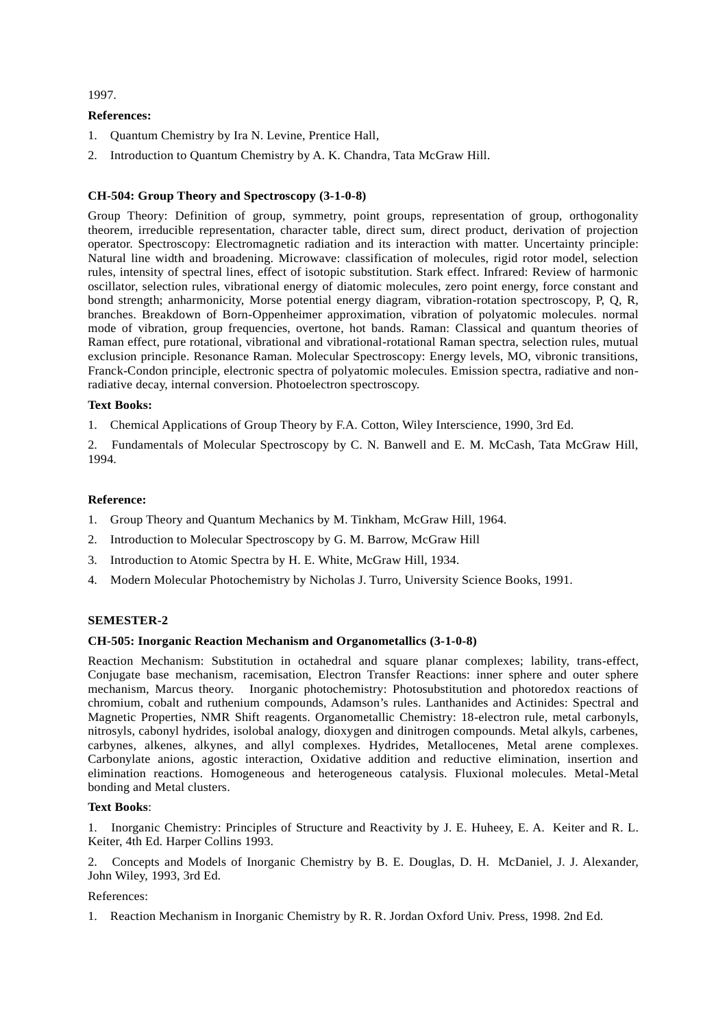1997.

**References:**

1. Quantum Chemistry by Ira N. Levine, Prentice Hall,
2. Introduction to Quantum Chemistry by A. K. Chandra, Tata McGraw Hill.

**CH-504: Group Theory and Spectroscopy (3-1-0-8)**

Group Theory: Definition of group, symmetry, point groups, representation of group, orthogonality theorem, irreducible representation, character table, direct sum, direct product, derivation of projection operator. Spectroscopy: Electromagnetic radiation and its interaction with matter. Uncertainty principle: Natural line width and broadening. Microwave: classification of molecules, rigid rotor model, selection rules, intensity of spectral lines, effect of isotopic substitution. Stark effect. Infrared: Review of harmonic oscillator, selection rules, vibrational energy of diatomic molecules, zero point energy, force constant and bond strength; anharmonicity, Morse potential energy diagram, vibration-rotation spectroscopy, P, Q, R, branches. Breakdown of Born-Oppenheimer approximation, vibration of polyatomic molecules. normal mode of vibration, group frequencies, overtone, hot bands. Raman: Classical and quantum theories of Raman effect, pure rotational, vibrational and vibrational-rotational Raman spectra, selection rules, mutual exclusion principle. Resonance Raman. Molecular Spectroscopy: Energy levels, MO, vibronic transitions, Franck-Condon principle, electronic spectra of polyatomic molecules. Emission spectra, radiative and non-radiative decay, internal conversion. Photoelectron spectroscopy.

**Text Books:**

1. Chemical Applications of Group Theory by F.A. Cotton, Wiley Interscience, 1990, 3rd Ed.
2. Fundamentals of Molecular Spectroscopy by C. N. Banwell and E. M. McCash, Tata McGraw Hill, 1994.

**Reference:**

1. Group Theory and Quantum Mechanics by M. Tinkham, McGraw Hill, 1964.
2. Introduction to Molecular Spectroscopy by G. M. Barrow, McGraw Hill
3. Introduction to Atomic Spectra by H. E. White, McGraw Hill, 1934.
4. Modern Molecular Photochemistry by Nicholas J. Turro, University Science Books, 1991.

**SEMESTER-2**

**CH-505: Inorganic Reaction Mechanism and Organometallics (3-1-0-8)**

Reaction Mechanism: Substitution in octahedral and square planar complexes; lability, trans-effect, Conjugate base mechanism, racemisation, Electron Transfer Reactions: inner sphere and outer sphere mechanism, Marcus theory. Inorganic photochemistry: Photosubstitution and photoredox reactions of chromium, cobalt and ruthenium compounds, Adamson's rules. Lanthanides and Actinides: Spectral and Magnetic Properties, NMR Shift reagents. Organometallic Chemistry: 18-electron rule, metal carbonyls, nitrosyls, cabonyl hydrides, isolobal analogy, dioxygen and dinitrogen compounds. Metal alkyls, carbenes, carbynes, alkenes, alkynes, and allyl complexes. Hydrides, Metallocenes, Metal arene complexes. Carbonylate anions, agostic interaction, Oxidative addition and reductive elimination, insertion and elimination reactions. Homogeneous and heterogeneous catalysis. Fluxional molecules. Metal-Metal bonding and Metal clusters.

**Text Books**:

1. Inorganic Chemistry: Principles of Structure and Reactivity by J. E. Huheey, E. A. Keiter and R. L. Keiter, 4th Ed. Harper Collins 1993.
2. Concepts and Models of Inorganic Chemistry by B. E. Douglas, D. H. McDaniel, J. J. Alexander, John Wiley, 1993, 3rd Ed.

References:

1. Reaction Mechanism in Inorganic Chemistry by R. R. Jordan Oxford Univ. Press, 1998. 2nd Ed.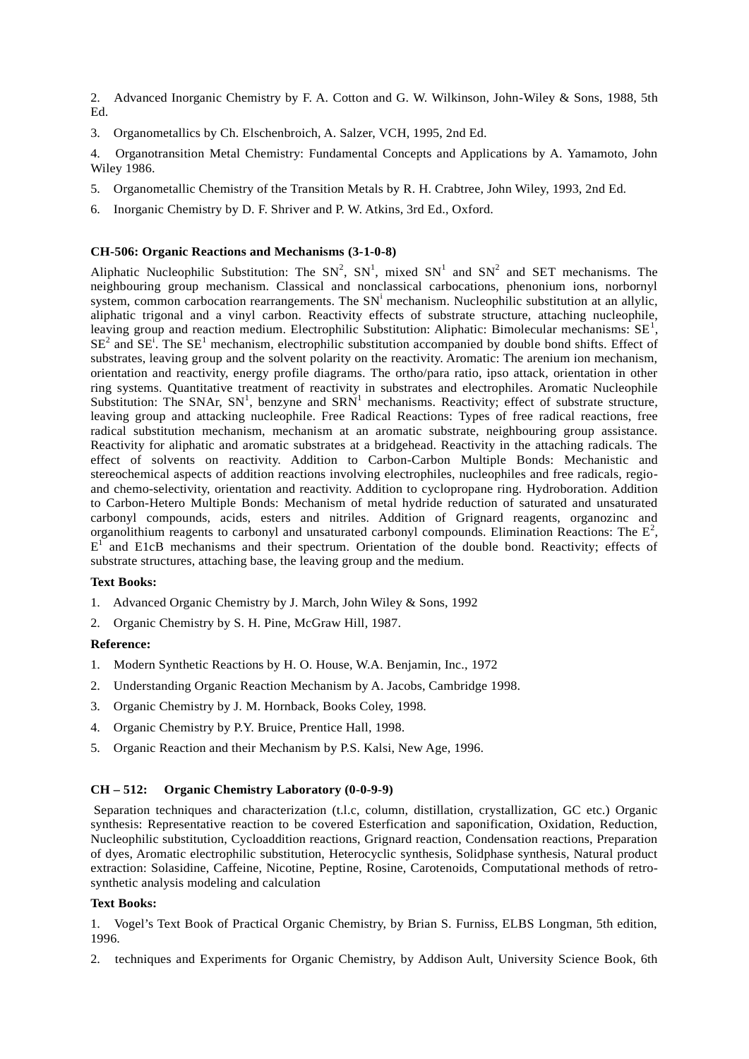2. Advanced Inorganic Chemistry by F. A. Cotton and G. W. Wilkinson, John-Wiley & Sons, 1988, 5th Ed.

3. Organometallics by Ch. Elschenbroich, A. Salzer, VCH, 1995, 2nd Ed.

4. Organotransition Metal Chemistry: Fundamental Concepts and Applications by A. Yamamoto, John Wiley 1986.

5. Organometallic Chemistry of the Transition Metals by R. H. Crabtree, John Wiley, 1993, 2nd Ed.

6. Inorganic Chemistry by D. F. Shriver and P. W. Atkins, 3rd Ed., Oxford.

**CH-506: Organic Reactions and Mechanisms (3-1-0-8)**

Aliphatic Nucleophilic Substitution: The $SN^2$, $SN^1$, mixed $SN^1$ and $SN^2$ and SET mechanisms. The neighbouring group mechanism. Classical and nonclassical carbocations, phenonium ions, norbornyl system, common carbocation rearrangements. The $SN^i$ mechanism. Nucleophilic substitution at an allylic, aliphatic trigonal and a vinyl carbon. Reactivity effects of substrate structure, attaching nucleophile, leaving group and reaction medium. Electrophilic Substitution: Aliphatic: Bimolecular mechanisms: $SE^1$, $SE^2$ and $SE^i$. The $SE^1$ mechanism, electrophilic substitution accompanied by double bond shifts. Effect of substrates, leaving group and the solvent polarity on the reactivity. Aromatic: The arenium ion mechanism, orientation and reactivity, energy profile diagrams. The ortho/para ratio, ipso attack, orientation in other ring systems. Quantitative treatment of reactivity in substrates and electrophiles. Aromatic Nucleophile Substitution: The SNAr, $SN^1$, benzyne and $SRN^1$ mechanisms. Reactivity; effect of substrate structure, leaving group and attacking nucleophile. Free Radical Reactions: Types of free radical reactions, free radical substitution mechanism, mechanism at an aromatic substrate, neighbouring group assistance. Reactivity for aliphatic and aromatic substrates at a bridgehead. Reactivity in the attaching radicals. The effect of solvents on reactivity. Addition to Carbon-Carbon Multiple Bonds: Mechanistic and stereochemical aspects of addition reactions involving electrophiles, nucleophiles and free radicals, regio- and chemo-selectivity, orientation and reactivity. Addition to cyclopropane ring. Hydroboration. Addition to Carbon-Hetero Multiple Bonds: Mechanism of metal hydride reduction of saturated and unsaturated carbonyl compounds, acids, esters and nitriles. Addition of Grignard reagents, organozinc and organolithium reagents to carbonyl and unsaturated carbonyl compounds. Elimination Reactions: The $E^2$, $E^1$ and E1cB mechanisms and their spectrum. Orientation of the double bond. Reactivity; effects of substrate structures, attaching base, the leaving group and the medium.

**Text Books:**

1. Advanced Organic Chemistry by J. March, John Wiley & Sons, 1992
2. Organic Chemistry by S. H. Pine, McGraw Hill, 1987.

**Reference:**

1. Modern Synthetic Reactions by H. O. House, W.A. Benjamin, Inc., 1972
2. Understanding Organic Reaction Mechanism by A. Jacobs, Cambridge 1998.
3. Organic Chemistry by J. M. Hornback, Books Coley, 1998.
4. Organic Chemistry by P.Y. Bruice, Prentice Hall, 1998.
5. Organic Reaction and their Mechanism by P.S. Kalsi, New Age, 1996.

**CH – 512: Organic Chemistry Laboratory (0-0-9-9)**

Separation techniques and characterization (t.l.c, column, distillation, crystallization, GC etc.) Organic synthesis: Representative reaction to be covered Esterfication and saponification, Oxidation, Reduction, Nucleophilic substitution, Cycloaddition reactions, Grignard reaction, Condensation reactions, Preparation of dyes, Aromatic electrophilic substitution, Heterocyclic synthesis, Solidphase synthesis, Natural product extraction: Solasidine, Caffeine, Nicotine, Peptine, Rosine, Carotenoids, Computational methods of retro-synthetic analysis modeling and calculation

**Text Books:**

1. Vogel's Text Book of Practical Organic Chemistry, by Brian S. Furniss, ELBS Longman, 5th edition, 1996.
2. techniques and Experiments for Organic Chemistry, by Addison Ault, University Science Book, 6th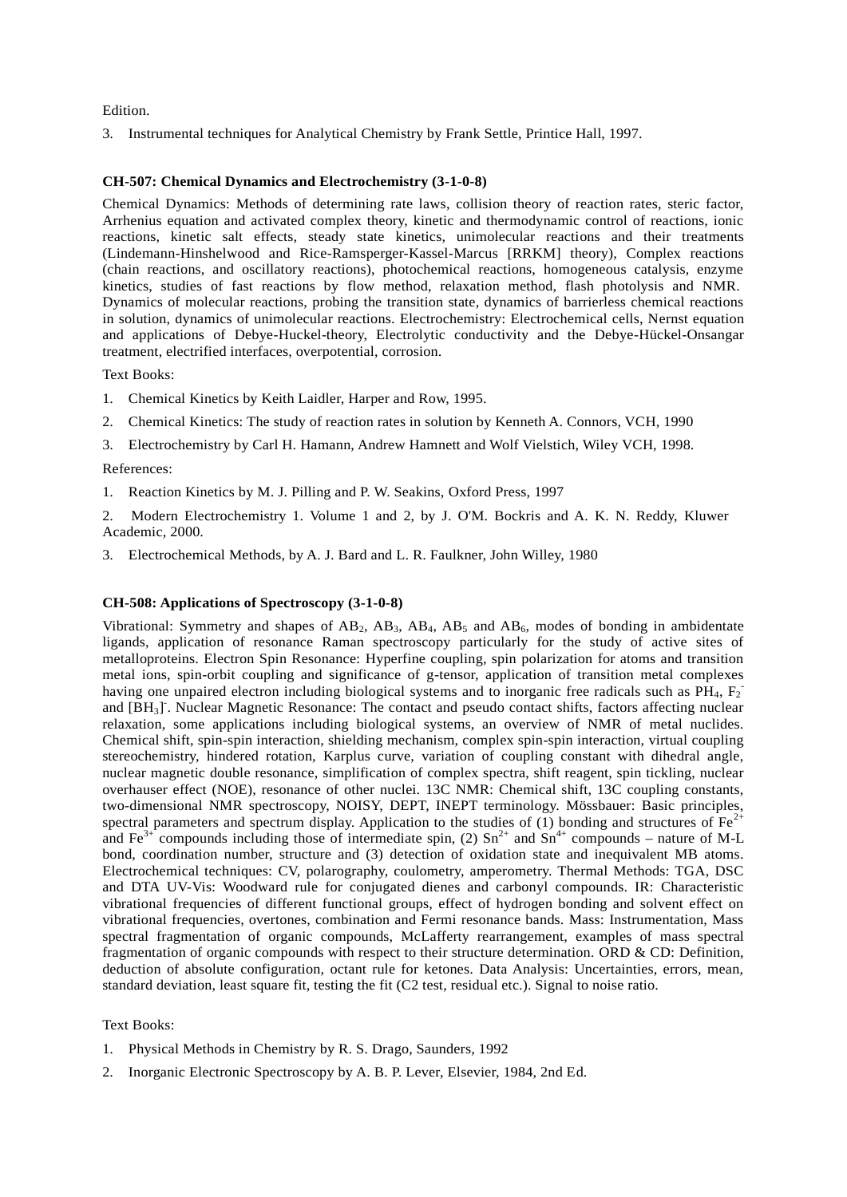Edition.

3. Instrumental techniques for Analytical Chemistry by Frank Settle, Printice Hall, 1997.

**CH-507: Chemical Dynamics and Electrochemistry (3-1-0-8)**

Chemical Dynamics: Methods of determining rate laws, collision theory of reaction rates, steric factor, Arrhenius equation and activated complex theory, kinetic and thermodynamic control of reactions, ionic reactions, kinetic salt effects, steady state kinetics, unimolecular reactions and their treatments (Lindemann-Hinshelwood and Rice-Ramsperger-Kassel-Marcus [RRKM] theory), Complex reactions (chain reactions, and oscillatory reactions), photochemical reactions, homogeneous catalysis, enzyme kinetics, studies of fast reactions by flow method, relaxation method, flash photolysis and NMR. Dynamics of molecular reactions, probing the transition state, dynamics of barrierless chemical reactions in solution, dynamics of unimolecular reactions. Electrochemistry: Electrochemical cells, Nernst equation and applications of Debye-Huckel-theory, Electrolytic conductivity and the Debye-Hückel-Onsangar treatment, electrified interfaces, overpotential, corrosion.

Text Books:

1. Chemical Kinetics by Keith Laidler, Harper and Row, 1995.
2. Chemical Kinetics: The study of reaction rates in solution by Kenneth A. Connors, VCH, 1990
3. Electrochemistry by Carl H. Hamann, Andrew Hamnett and Wolf Vielstich, Wiley VCH, 1998.

References:

1. Reaction Kinetics by M. J. Pilling and P. W. Seakins, Oxford Press, 1997
2. Modern Electrochemistry 1. Volume 1 and 2, by J. O'M. Bockris and A. K. N. Reddy, Kluwer Academic, 2000.
3. Electrochemical Methods, by A. J. Bard and L. R. Faulkner, John Willey, 1980

**CH-508: Applications of Spectroscopy (3-1-0-8)**

Vibrational: Symmetry and shapes of $AB_2$, $AB_3$, $AB_4$, $AB_5$ and $AB_6$, modes of bonding in ambidentate ligands, application of resonance Raman spectroscopy particularly for the study of active sites of metalloproteins. Electron Spin Resonance: Hyperfine coupling, spin polarization for atoms and transition metal ions, spin-orbit coupling and significance of g-tensor, application of transition metal complexes having one unpaired electron including biological systems and to inorganic free radicals such as $PH_4$, $F_2^-$ and $[BH_3]^-$. Nuclear Magnetic Resonance: The contact and pseudo contact shifts, factors affecting nuclear relaxation, some applications including biological systems, an overview of NMR of metal nuclides. Chemical shift, spin-spin interaction, shielding mechanism, complex spin-spin interaction, virtual coupling stereochemistry, hindered rotation, Karplus curve, variation of coupling constant with dihedral angle, nuclear magnetic double resonance, simplification of complex spectra, shift reagent, spin tickling, nuclear overhauser effect (NOE), resonance of other nuclei. 13C NMR: Chemical shift, 13C coupling constants, two-dimensional NMR spectroscopy, NOISY, DEPT, INEPT terminology. Mössbauer: Basic principles, spectral parameters and spectrum display. Application to the studies of (1) bonding and structures of $Fe^{2+}$ and $Fe^{3+}$ compounds including those of intermediate spin, (2) $Sn^{2+}$ and $Sn^{4+}$ compounds – nature of M-L bond, coordination number, structure and (3) detection of oxidation state and inequivalent MB atoms. Electrochemical techniques: CV, polarography, coulometry, amperometry. Thermal Methods: TGA, DSC and DTA UV-Vis: Woodward rule for conjugated dienes and carbonyl compounds. IR: Characteristic vibrational frequencies of different functional groups, effect of hydrogen bonding and solvent effect on vibrational frequencies, overtones, combination and Fermi resonance bands. Mass: Instrumentation, Mass spectral fragmentation of organic compounds, McLafferty rearrangement, examples of mass spectral fragmentation of organic compounds with respect to their structure determination. ORD & CD: Definition, deduction of absolute configuration, octant rule for ketones. Data Analysis: Uncertainties, errors, mean, standard deviation, least square fit, testing the fit (C2 test, residual etc.). Signal to noise ratio.

Text Books:

1. Physical Methods in Chemistry by R. S. Drago, Saunders, 1992
2. Inorganic Electronic Spectroscopy by A. B. P. Lever, Elsevier, 1984, 2nd Ed.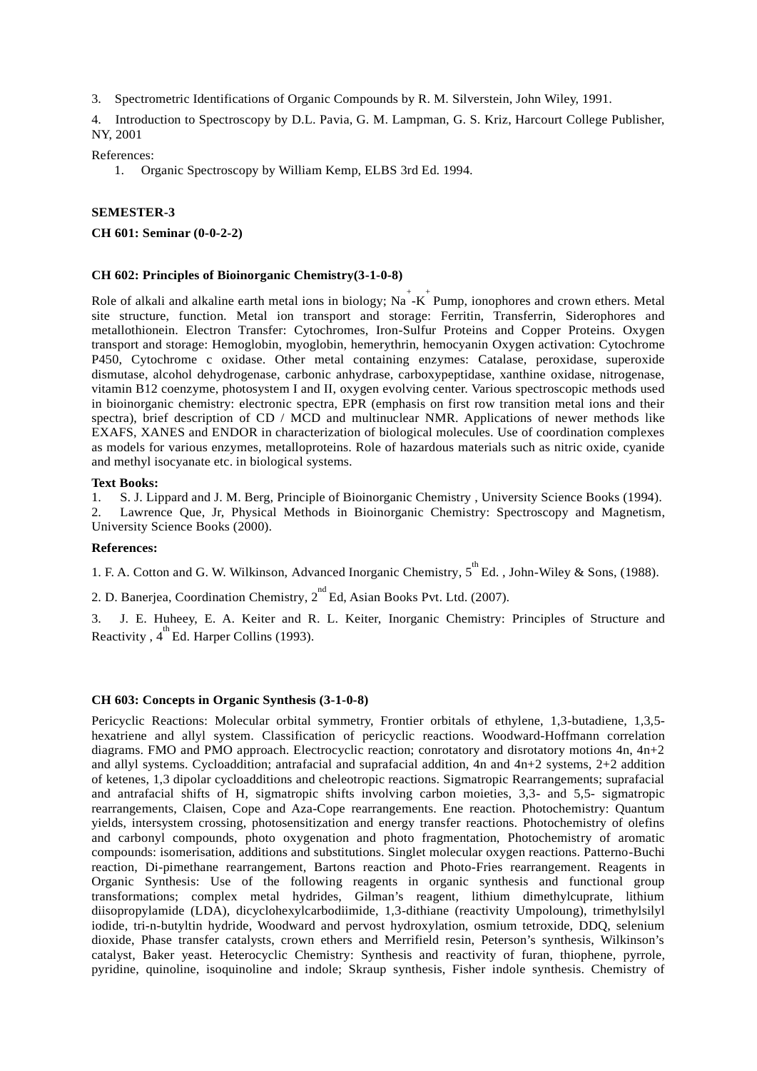3. Spectrometric Identifications of Organic Compounds by R. M. Silverstein, John Wiley, 1991.

4. Introduction to Spectroscopy by D.L. Pavia, G. M. Lampman, G. S. Kriz, Harcourt College Publisher, NY, 2001

References:

1. Organic Spectroscopy by William Kemp, ELBS 3rd Ed. 1994.

**SEMESTER-3**

**CH 601: Seminar (0-0-2-2)**

**CH 602: Principles of Bioinorganic Chemistry(3-1-0-8)**

Role of alkali and alkaline earth metal ions in biology; $Na^+$-$K^+$ Pump, ionophores and crown ethers. Metal site structure, function. Metal ion transport and storage: Ferritin, Transferrin, Siderophores and metallothionein. Electron Transfer: Cytochromes, Iron-Sulfur Proteins and Copper Proteins. Oxygen transport and storage: Hemoglobin, myoglobin, hemerythrin, hemocyanin Oxygen activation: Cytochrome P450, Cytochrome c oxidase. Other metal containing enzymes: Catalase, peroxidase, superoxide dismutase, alcohol dehydrogenase, carbonic anhydrase, carboxypeptidase, xanthine oxidase, nitrogenase, vitamin B12 coenzyme, photosystem I and II, oxygen evolving center. Various spectroscopic methods used in bioinorganic chemistry: electronic spectra, EPR (emphasis on first row transition metal ions and their spectra), brief description of CD / MCD and multinuclear NMR. Applications of newer methods like EXAFS, XANES and ENDOR in characterization of biological molecules. Use of coordination complexes as models for various enzymes, metalloproteins. Role of hazardous materials such as nitric oxide, cyanide and methyl isocyanate etc. in biological systems.

**Text Books:**

1. S. J. Lippard and J. M. Berg, Principle of Bioinorganic Chemistry , University Science Books (1994).
2. Lawrence Que, Jr, Physical Methods in Bioinorganic Chemistry: Spectroscopy and Magnetism, University Science Books (2000).

**References:**

1. F. A. Cotton and G. W. Wilkinson, Advanced Inorganic Chemistry, 5th Ed. , John-Wiley & Sons, (1988).

2. D. Banerjea, Coordination Chemistry, 2nd Ed, Asian Books Pvt. Ltd. (2007).

3. J. E. Huheey, E. A. Keiter and R. L. Keiter, Inorganic Chemistry: Principles of Structure and Reactivity , 4th Ed. Harper Collins (1993).

**CH 603: Concepts in Organic Synthesis (3-1-0-8)**

Pericyclic Reactions: Molecular orbital symmetry, Frontier orbitals of ethylene, 1,3-butadiene, 1,3,5-hexatriene and allyl system. Classification of pericyclic reactions. Woodward-Hoffmann correlation diagrams. FMO and PMO approach. Electrocyclic reaction; conrotatory and disrotatory motions 4n, 4n+2 and allyl systems. Cycloaddition; antrafacial and suprafacial addition, 4n and 4n+2 systems, 2+2 addition of ketenes, 1,3 dipolar cycloadditions and cheleotropic reactions. Sigmatropic Rearrangements; suprafacial and antrafacial shifts of H, sigmatropic shifts involving carbon moieties, 3,3- and 5,5- sigmatropic rearrangements, Claisen, Cope and Aza-Cope rearrangements. Ene reaction. Photochemistry: Quantum yields, intersystem crossing, photosensitization and energy transfer reactions. Photochemistry of olefins and carbonyl compounds, photo oxygenation and photo fragmentation, Photochemistry of aromatic compounds: isomerisation, additions and substitutions. Singlet molecular oxygen reactions. Patterno-Buchi reaction, Di-pimethane rearrangement, Bartons reaction and Photo-Fries rearrangement. Reagents in Organic Synthesis: Use of the following reagents in organic synthesis and functional group transformations; complex metal hydrides, Gilman's reagent, lithium dimethylcuprate, lithium diisopropylamide (LDA), dicyclohexylcarbodiimide, 1,3-dithiane (reactivity Umpoloung), trimethylsilyl iodide, tri-n-butyltin hydride, Woodward and pervost hydroxylation, osmium tetroxide, DDQ, selenium dioxide, Phase transfer catalysts, crown ethers and Merrifield resin, Peterson's synthesis, Wilkinson's catalyst, Baker yeast. Heterocyclic Chemistry: Synthesis and reactivity of furan, thiophene, pyrrole, pyridine, quinoline, isoquinoline and indole; Skraup synthesis, Fisher indole synthesis. Chemistry of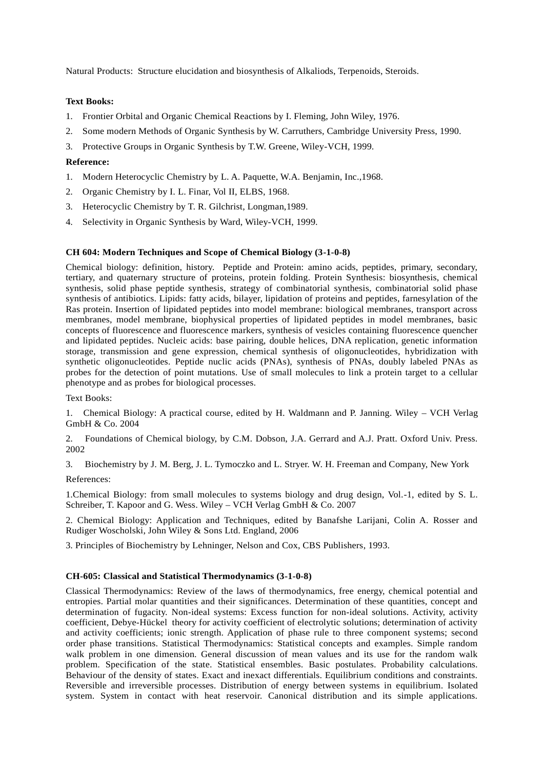Natural Products: Structure elucidation and biosynthesis of Alkaliods, Terpenoids, Steroids.

**Text Books:**

1. Frontier Orbital and Organic Chemical Reactions by I. Fleming, John Wiley, 1976.
2. Some modern Methods of Organic Synthesis by W. Carruthers, Cambridge University Press, 1990.
3. Protective Groups in Organic Synthesis by T.W. Greene, Wiley-VCH, 1999.

**Reference:**

1. Modern Heterocyclic Chemistry by L. A. Paquette, W.A. Benjamin, Inc.,1968.
2. Organic Chemistry by I. L. Finar, Vol II, ELBS, 1968.
3. Heterocyclic Chemistry by T. R. Gilchrist, Longman,1989.
4. Selectivity in Organic Synthesis by Ward, Wiley-VCH, 1999.

**CH 604: Modern Techniques and Scope of Chemical Biology (3-1-0-8)**

Chemical biology: definition, history. Peptide and Protein: amino acids, peptides, primary, secondary, tertiary, and quaternary structure of proteins, protein folding. Protein Synthesis: biosynthesis, chemical synthesis, solid phase peptide synthesis, strategy of combinatorial synthesis, combinatorial solid phase synthesis of antibiotics. Lipids: fatty acids, bilayer, lipidation of proteins and peptides, farnesylation of the Ras protein. Insertion of lipidated peptides into model membrane: biological membranes, transport across membranes, model membrane, biophysical properties of lipidated peptides in model membranes, basic concepts of fluorescence and fluorescence markers, synthesis of vesicles containing fluorescence quencher and lipidated peptides. Nucleic acids: base pairing, double helices, DNA replication, genetic information storage, transmission and gene expression, chemical synthesis of oligonucleotides, hybridization with synthetic oligonucleotides. Peptide nuclic acids (PNAs), synthesis of PNAs, doubly labeled PNAs as probes for the detection of point mutations. Use of small molecules to link a protein target to a cellular phenotype and as probes for biological processes.

Text Books:

1. Chemical Biology: A practical course, edited by H. Waldmann and P. Janning. Wiley – VCH Verlag GmbH & Co. 2004
2. Foundations of Chemical biology, by C.M. Dobson, J.A. Gerrard and A.J. Pratt. Oxford Univ. Press. 2002
3. Biochemistry by J. M. Berg, J. L. Tymoczko and L. Stryer. W. H. Freeman and Company, New York

References:

1. Chemical Biology: from small molecules to systems biology and drug design, Vol.-1, edited by S. L. Schreiber, T. Kapoor and G. Wess. Wiley – VCH Verlag GmbH & Co. 2007
2. Chemical Biology: Application and Techniques, edited by Banafshe Larijani, Colin A. Rosser and Rudiger Woscholski, John Wiley & Sons Ltd. England, 2006
3. Principles of Biochemistry by Lehninger, Nelson and Cox, CBS Publishers, 1993.

**CH-605: Classical and Statistical Thermodynamics (3-1-0-8)**

Classical Thermodynamics: Review of the laws of thermodynamics, free energy, chemical potential and entropies. Partial molar quantities and their significances. Determination of these quantities, concept and determination of fugacity. Non-ideal systems: Excess function for non-ideal solutions. Activity, activity coefficient, Debye-Hückel theory for activity coefficient of electrolytic solutions; determination of activity and activity coefficients; ionic strength. Application of phase rule to three component systems; second order phase transitions. Statistical Thermodynamics: Statistical concepts and examples. Simple random walk problem in one dimension. General discussion of mean values and its use for the random walk problem. Specification of the state. Statistical ensembles. Basic postulates. Probability calculations. Behaviour of the density of states. Exact and inexact differentials. Equilibrium conditions and constraints. Reversible and irreversible processes. Distribution of energy between systems in equilibrium. Isolated system. System in contact with heat reservoir. Canonical distribution and its simple applications.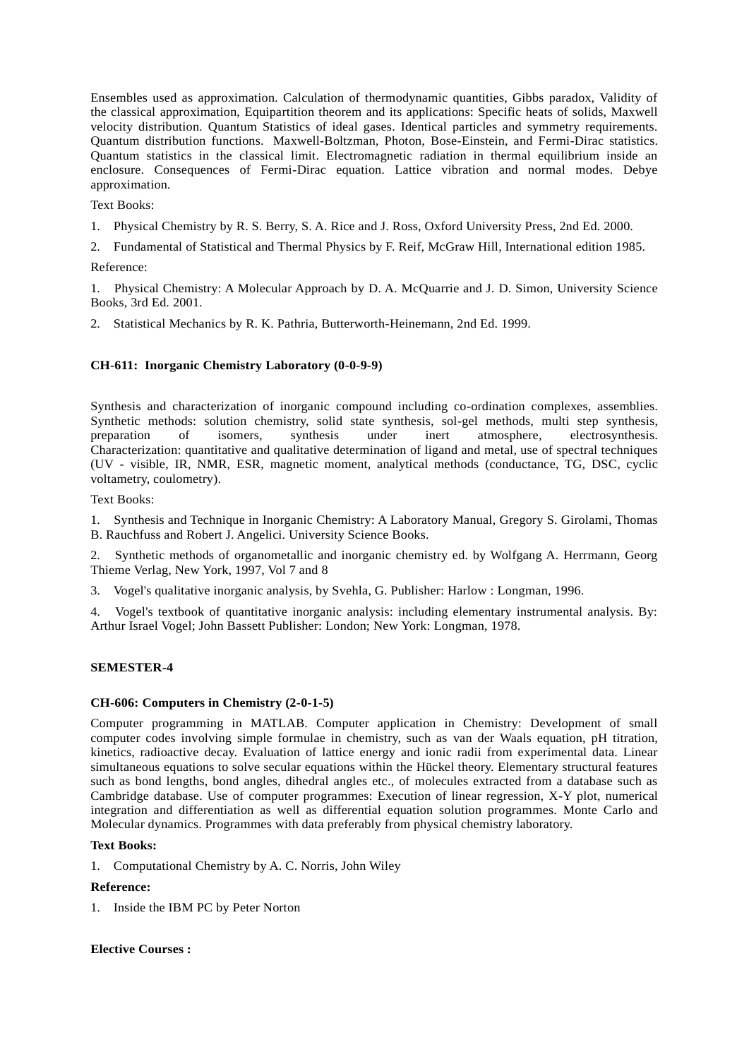Ensembles used as approximation. Calculation of thermodynamic quantities, Gibbs paradox, Validity of the classical approximation, Equipartition theorem and its applications: Specific heats of solids, Maxwell velocity distribution. Quantum Statistics of ideal gases. Identical particles and symmetry requirements. Quantum distribution functions. Maxwell-Boltzman, Photon, Bose-Einstein, and Fermi-Dirac statistics. Quantum statistics in the classical limit. Electromagnetic radiation in thermal equilibrium inside an enclosure. Consequences of Fermi-Dirac equation. Lattice vibration and normal modes. Debye approximation.

Text Books:

1. Physical Chemistry by R. S. Berry, S. A. Rice and J. Ross, Oxford University Press, 2nd Ed. 2000.
2. Fundamental of Statistical and Thermal Physics by F. Reif, McGraw Hill, International edition 1985.

Reference:

1. Physical Chemistry: A Molecular Approach by D. A. McQuarrie and J. D. Simon, University Science Books, 3rd Ed. 2001.
2. Statistical Mechanics by R. K. Pathria, Butterworth-Heinemann, 2nd Ed. 1999.

**CH-611: Inorganic Chemistry Laboratory (0-0-9-9)**

Synthesis and characterization of inorganic compound including co-ordination complexes, assemblies. Synthetic methods: solution chemistry, solid state synthesis, sol-gel methods, multi step synthesis, preparation of isomers, synthesis under inert atmosphere, electrosynthesis. Characterization: quantitative and qualitative determination of ligand and metal, use of spectral techniques (UV - visible, IR, NMR, ESR, magnetic moment, analytical methods (conductance, TG, DSC, cyclic voltametry, coulometry).

Text Books:

1. Synthesis and Technique in Inorganic Chemistry: A Laboratory Manual, Gregory S. Girolami, Thomas B. Rauchfuss and Robert J. Angelici. University Science Books.
2. Synthetic methods of organometallic and inorganic chemistry ed. by Wolfgang A. Herrmann, Georg Thieme Verlag, New York, 1997, Vol 7 and 8
3. Vogel's qualitative inorganic analysis, by Svehla, G. Publisher: Harlow : Longman, 1996.
4. Vogel's textbook of quantitative inorganic analysis: including elementary instrumental analysis. By: Arthur Israel Vogel; John Bassett Publisher: London; New York: Longman, 1978.

**SEMESTER-4**

**CH-606: Computers in Chemistry (2-0-1-5)**

Computer programming in MATLAB. Computer application in Chemistry: Development of small computer codes involving simple formulae in chemistry, such as van der Waals equation, pH titration, kinetics, radioactive decay. Evaluation of lattice energy and ionic radii from experimental data. Linear simultaneous equations to solve secular equations within the Hückel theory. Elementary structural features such as bond lengths, bond angles, dihedral angles etc., of molecules extracted from a database such as Cambridge database. Use of computer programmes: Execution of linear regression, X-Y plot, numerical integration and differentiation as well as differential equation solution programmes. Monte Carlo and Molecular dynamics. Programmes with data preferably from physical chemistry laboratory.

**Text Books:**

1. Computational Chemistry by A. C. Norris, John Wiley

**Reference:**

1. Inside the IBM PC by Peter Norton

**Elective Courses :**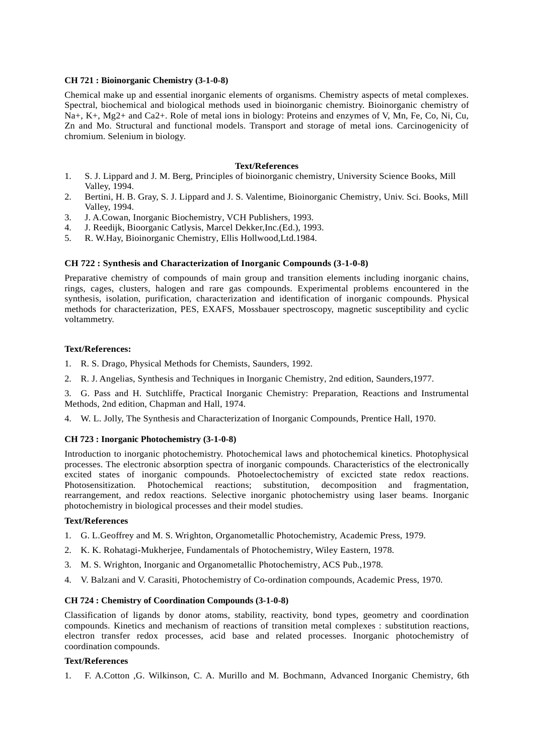### CH 721 : Bioinorganic Chemistry (3-1-0-8)

Chemical make up and essential inorganic elements of organisms. Chemistry aspects of metal complexes. Spectral, biochemical and biological methods used in bioinorganic chemistry. Bioinorganic chemistry of $Na^+$, $K^+$, $Mg^{2+}$ and $Ca^{2+}$. Role of metal ions in biology: Proteins and enzymes of V, Mn, Fe, Co, Ni, Cu, Zn and Mo. Structural and functional models. Transport and storage of metal ions. Carcinogenicity of chromium. Selenium in biology.

**Text/References**

1. S. J. Lippard and J. M. Berg, Principles of bioinorganic chemistry, University Science Books, Mill Valley, 1994.
2. Bertini, H. B. Gray, S. J. Lippard and J. S. Valentime, Bioinorganic Chemistry, Univ. Sci. Books, Mill Valley, 1994.
3. J. A.Cowan, Inorganic Biochemistry, VCH Publishers, 1993.
4. J. Reedijk, Bioorganic Catlysis, Marcel Dekker,Inc.(Ed.), 1993.
5. R. W.Hay, Bioinorganic Chemistry, Ellis Hollwood,Ltd.1984.

### CH 722 : Synthesis and Characterization of Inorganic Compounds (3-1-0-8)

Preparative chemistry of compounds of main group and transition elements including inorganic chains, rings, cages, clusters, halogen and rare gas compounds. Experimental problems encountered in the synthesis, isolation, purification, characterization and identification of inorganic compounds. Physical methods for characterization, PES, EXAFS, Mossbauer spectroscopy, magnetic susceptibility and cyclic voltammetry.

**Text/References:**

1. R. S. Drago, Physical Methods for Chemists, Saunders, 1992.
2. R. J. Angelias, Synthesis and Techniques in Inorganic Chemistry, 2nd edition, Saunders,1977.
3. G. Pass and H. Sutchliffe, Practical Inorganic Chemistry: Preparation, Reactions and Instrumental Methods, 2nd edition, Chapman and Hall, 1974.
4. W. L. Jolly, The Synthesis and Characterization of Inorganic Compounds, Prentice Hall, 1970.

### CH 723 : Inorganic Photochemistry (3-1-0-8)

Introduction to inorganic photochemistry. Photochemical laws and photochemical kinetics. Photophysical processes. The electronic absorption spectra of inorganic compounds. Characteristics of the electronically excited states of inorganic compounds. Photoelectochemistry of excicted state redox reactions. Photosensitization. Photochemical reactions; substitution, decomposition and fragmentation, rearrangement, and redox reactions. Selective inorganic photochemistry using laser beams. Inorganic photochemistry in biological processes and their model studies.

**Text/References**

1. G. L.Geoffrey and M. S. Wrighton, Organometallic Photochemistry, Academic Press, 1979.
2. K. K. Rohatagi-Mukherjee, Fundamentals of Photochemistry, Wiley Eastern, 1978.
3. M. S. Wrighton, Inorganic and Organometallic Photochemistry, ACS Pub.,1978.
4. V. Balzani and V. Carasiti, Photochemistry of Co-ordination compounds, Academic Press, 1970.

### CH 724 : Chemistry of Coordination Compounds (3-1-0-8)

Classification of ligands by donor atoms, stability, reactivity, bond types, geometry and coordination compounds. Kinetics and mechanism of reactions of transition metal complexes : substitution reactions, electron transfer redox processes, acid base and related processes. Inorganic photochemistry of coordination compounds.

**Text/References**

1. F. A.Cotton ,G. Wilkinson, C. A. Murillo and M. Bochmann, Advanced Inorganic Chemistry, 6th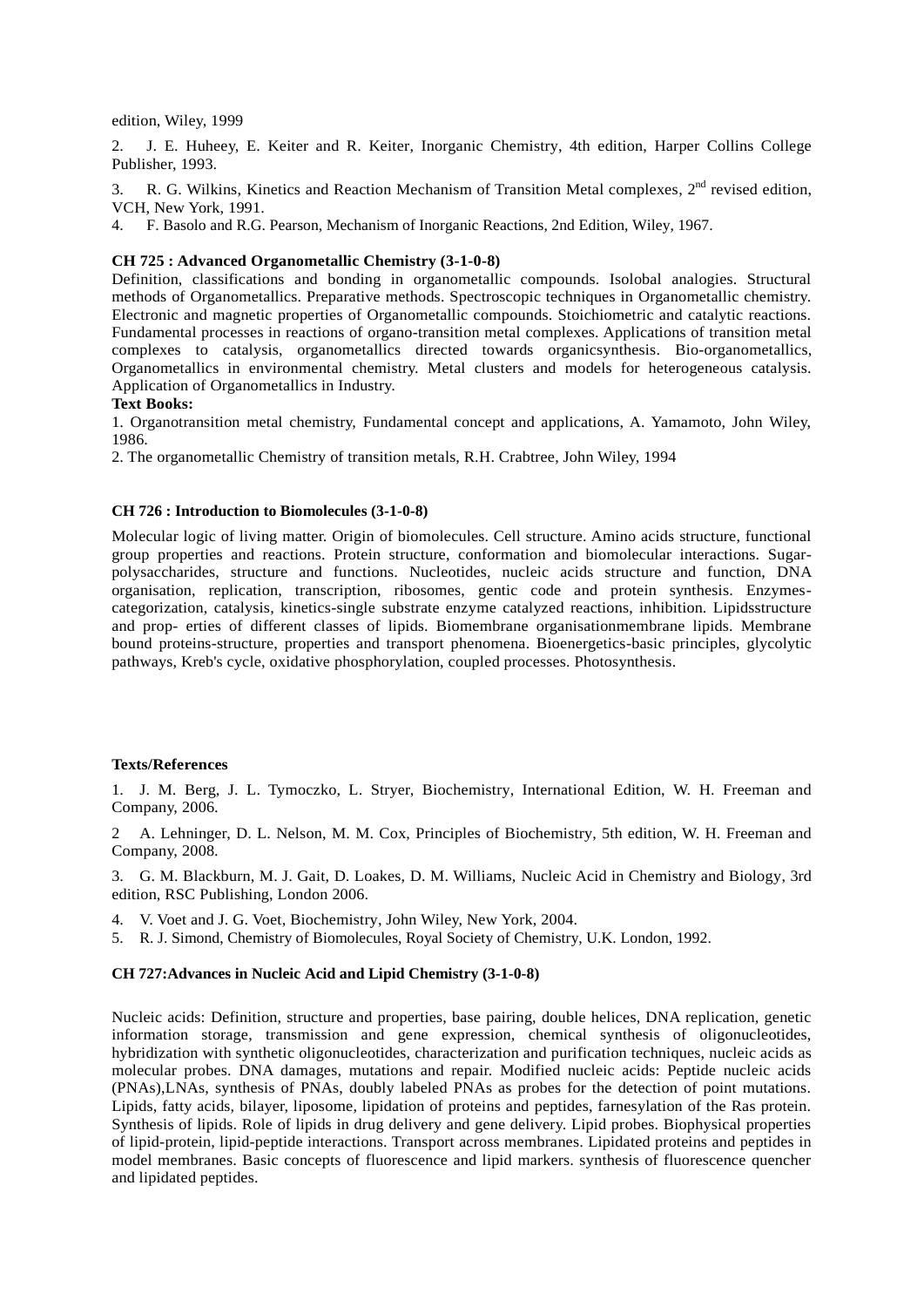edition, Wiley, 1999

2. J. E. Huheey, E. Keiter and R. Keiter, Inorganic Chemistry, 4th edition, Harper Collins College Publisher, 1993.

3. R. G. Wilkins, Kinetics and Reaction Mechanism of Transition Metal complexes, 2nd revised edition, VCH, New York, 1991.

4. F. Basolo and R.G. Pearson, Mechanism of Inorganic Reactions, 2nd Edition, Wiley, 1967.

**CH 725 : Advanced Organometallic Chemistry (3-1-0-8)**

Definition, classifications and bonding in organometallic compounds. Isolobal analogies. Structural methods of Organometallics. Preparative methods. Spectroscopic techniques in Organometallic chemistry. Electronic and magnetic properties of Organometallic compounds. Stoichiometric and catalytic reactions. Fundamental processes in reactions of organo-transition metal complexes. Applications of transition metal complexes to catalysis, organometallics directed towards organicsynthesis. Bio-organometallics, Organometallics in environmental chemistry. Metal clusters and models for heterogeneous catalysis. Application of Organometallics in Industry.

**Text Books:**

1. Organotransition metal chemistry, Fundamental concept and applications, A. Yamamoto, John Wiley, 1986.

2. The organometallic Chemistry of transition metals, R.H. Crabtree, John Wiley, 1994

**CH 726 : Introduction to Biomolecules (3-1-0-8)**

Molecular logic of living matter. Origin of biomolecules. Cell structure. Amino acids structure, functional group properties and reactions. Protein structure, conformation and biomolecular interactions. Sugar-polysaccharides, structure and functions. Nucleotides, nucleic acids structure and function, DNA organisation, replication, transcription, ribosomes, gentic code and protein synthesis. Enzymes-categorization, catalysis, kinetics-single substrate enzyme catalyzed reactions, inhibition. Lipidsstructure and prop- erties of different classes of lipids. Biomembrane organisationmembrane lipids. Membrane bound proteins-structure, properties and transport phenomena. Bioenergetics-basic principles, glycolytic pathways, Kreb's cycle, oxidative phosphorylation, coupled processes. Photosynthesis.

**Texts/References**

1. J. M. Berg, J. L. Tymoczko, L. Stryer, Biochemistry, International Edition, W. H. Freeman and Company, 2006.

2 A. Lehninger, D. L. Nelson, M. M. Cox, Principles of Biochemistry, 5th edition, W. H. Freeman and Company, 2008.

3. G. M. Blackburn, M. J. Gait, D. Loakes, D. M. Williams, Nucleic Acid in Chemistry and Biology, 3rd edition, RSC Publishing, London 2006.

4. V. Voet and J. G. Voet, Biochemistry, John Wiley, New York, 2004.

5. R. J. Simond, Chemistry of Biomolecules, Royal Society of Chemistry, U.K. London, 1992.

**CH 727:Advances in Nucleic Acid and Lipid Chemistry (3-1-0-8)**

Nucleic acids: Definition, structure and properties, base pairing, double helices, DNA replication, genetic information storage, transmission and gene expression, chemical synthesis of oligonucleotides, hybridization with synthetic oligonucleotides, characterization and purification techniques, nucleic acids as molecular probes. DNA damages, mutations and repair. Modified nucleic acids: Peptide nucleic acids (PNAs),LNAs, synthesis of PNAs, doubly labeled PNAs as probes for the detection of point mutations. Lipids, fatty acids, bilayer, liposome, lipidation of proteins and peptides, farnesylation of the Ras protein. Synthesis of lipids. Role of lipids in drug delivery and gene delivery. Lipid probes. Biophysical properties of lipid-protein, lipid-peptide interactions. Transport across membranes. Lipidated proteins and peptides in model membranes. Basic concepts of fluorescence and lipid markers. synthesis of fluorescence quencher and lipidated peptides.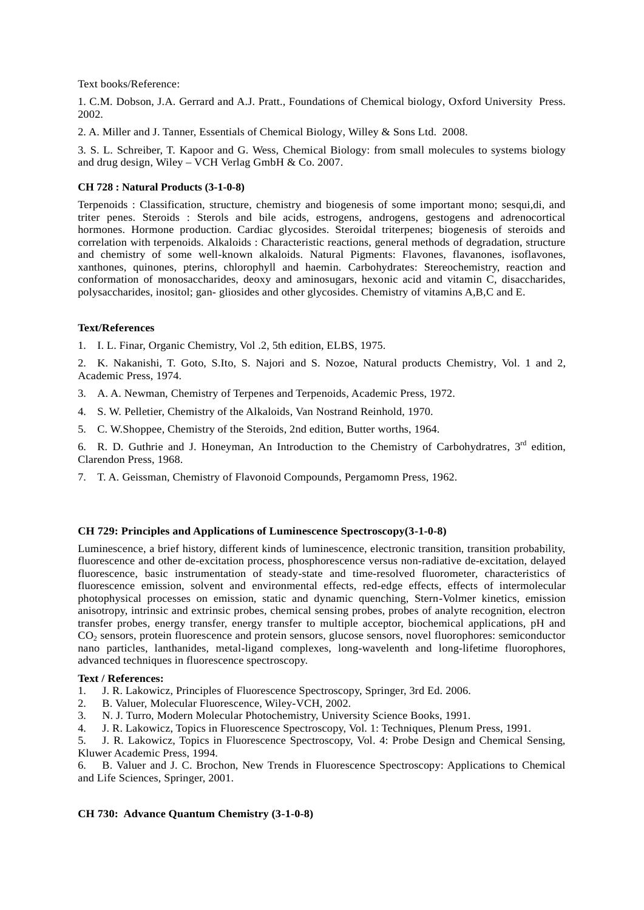Text books/Reference:

1. C.M. Dobson, J.A. Gerrard and A.J. Pratt., Foundations of Chemical biology, Oxford University Press. 2002.

2. A. Miller and J. Tanner, Essentials of Chemical Biology, Willey & Sons Ltd. 2008.

3. S. L. Schreiber, T. Kapoor and G. Wess, Chemical Biology: from small molecules to systems biology and drug design, Wiley – VCH Verlag GmbH & Co. 2007.

**CH 728 : Natural Products (3-1-0-8)**

Terpenoids : Classification, structure, chemistry and biogenesis of some important mono; sesqui,di, and triter penes. Steroids : Sterols and bile acids, estrogens, androgens, gestogens and adrenocortical hormones. Hormone production. Cardiac glycosides. Steroidal triterpenes; biogenesis of steroids and correlation with terpenoids. Alkaloids : Characteristic reactions, general methods of degradation, structure and chemistry of some well-known alkaloids. Natural Pigments: Flavones, flavanones, isoflavones, xanthones, quinones, pterins, chlorophyll and haemin. Carbohydrates: Stereochemistry, reaction and conformation of monosaccharides, deoxy and aminosugars, hexonic acid and vitamin C, disaccharides, polysaccharides, inositol; gan- gliosides and other glycosides. Chemistry of vitamins A,B,C and E.

**Text/References**

1. I. L. Finar, Organic Chemistry, Vol .2, 5th edition, ELBS, 1975.
2. K. Nakanishi, T. Goto, S.Ito, S. Najori and S. Nozoe, Natural products Chemistry, Vol. 1 and 2, Academic Press, 1974.
3. A. A. Newman, Chemistry of Terpenes and Terpenoids, Academic Press, 1972.
4. S. W. Pelletier, Chemistry of the Alkaloids, Van Nostrand Reinhold, 1970.
5. C. W.Shoppee, Chemistry of the Steroids, 2nd edition, Butter worths, 1964.
6. R. D. Guthrie and J. Honeyman, An Introduction to the Chemistry of Carbohydratres, 3rd edition, Clarendon Press, 1968.
7. T. A. Geissman, Chemistry of Flavonoid Compounds, Pergamomn Press, 1962.

**CH 729: Principles and Applications of Luminescence Spectroscopy(3-1-0-8)**

Luminescence, a brief history, different kinds of luminescence, electronic transition, transition probability, fluorescence and other de-excitation process, phosphorescence versus non-radiative de-excitation, delayed fluorescence, basic instrumentation of steady-state and time-resolved fluorometer, characteristics of fluorescence emission, solvent and environmental effects, red-edge effects, effects of intermolecular photophysical processes on emission, static and dynamic quenching, Stern-Volmer kinetics, emission anisotropy, intrinsic and extrinsic probes, chemical sensing probes, probes of analyte recognition, electron transfer probes, energy transfer, energy transfer to multiple acceptor, biochemical applications, pH and $CO_2$ sensors, protein fluorescence and protein sensors, glucose sensors, novel fluorophores: semiconductor nano particles, lanthanides, metal-ligand complexes, long-wavelenth and long-lifetime fluorophores, advanced techniques in fluorescence spectroscopy.

**Text / References:**

1. J. R. Lakowicz, Principles of Fluorescence Spectroscopy, Springer, 3rd Ed. 2006.
2. B. Valuer, Molecular Fluorescence, Wiley-VCH, 2002.
3. N. J. Turro, Modern Molecular Photochemistry, University Science Books, 1991.
4. J. R. Lakowicz, Topics in Fluorescence Spectroscopy, Vol. 1: Techniques, Plenum Press, 1991.
5. J. R. Lakowicz, Topics in Fluorescence Spectroscopy, Vol. 4: Probe Design and Chemical Sensing, Kluwer Academic Press, 1994.
6. B. Valuer and J. C. Brochon, New Trends in Fluorescence Spectroscopy: Applications to Chemical and Life Sciences, Springer, 2001.

**CH 730: Advance Quantum Chemistry (3-1-0-8)**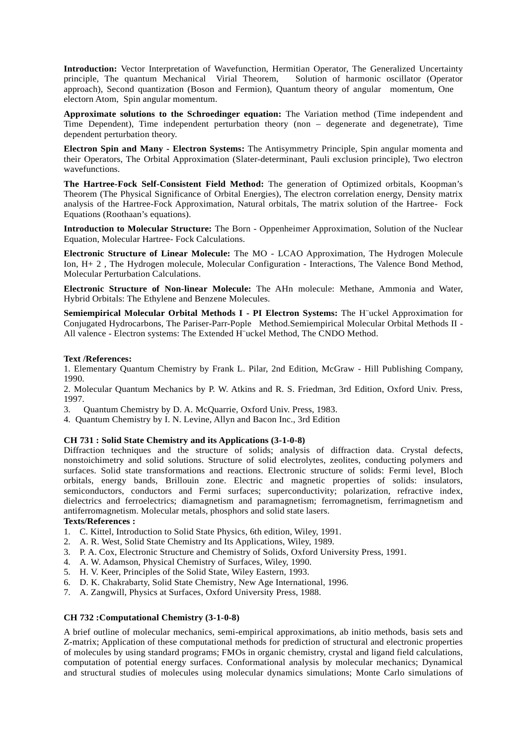**Introduction:** Vector Interpretation of Wavefunction, Hermitian Operator, The Generalized Uncertainty principle, The quantum Mechanical Virial Theorem, Solution of harmonic oscillator (Operator approach), Second quantization (Boson and Fermion), Quantum theory of angular momentum, One electorn Atom, Spin angular momentum.

**Approximate solutions to the Schroedinger equation:** The Variation method (Time independent and Time Dependent), Time independent perturbation theory (non – degenerate and degenetrate), Time dependent perturbation theory.

**Electron Spin and Many - Electron Systems:** The Antisymmetry Principle, Spin angular momenta and their Operators, The Orbital Approximation (Slater-determinant, Pauli exclusion principle), Two electron wavefunctions.

**The Hartree-Fock Self-Consistent Field Method:** The generation of Optimized orbitals, Koopman's Theorem (The Physical Significance of Orbital Energies), The electron correlation energy, Density matrix analysis of the Hartree-Fock Approximation, Natural orbitals, The matrix solution of the Hartree- Fock Equations (Roothaan's equations).

**Introduction to Molecular Structure:** The Born - Oppenheimer Approximation, Solution of the Nuclear Equation, Molecular Hartree- Fock Calculations.

**Electronic Structure of Linear Molecule:** The MO - LCAO Approximation, The Hydrogen Molecule Ion, H+ 2 , The Hydrogen molecule, Molecular Configuration - Interactions, The Valence Bond Method, Molecular Perturbation Calculations.

**Electronic Structure of Non-linear Molecule:** The AHn molecule: Methane, Ammonia and Water, Hybrid Orbitals: The Ethylene and Benzene Molecules.

**Semiempirical Molecular Orbital Methods I - PI Electron Systems:** The H¨uckel Approximation for Conjugated Hydrocarbons, The Pariser-Parr-Pople Method.Semiempirical Molecular Orbital Methods II - All valence - Electron systems: The Extended H¨uckel Method, The CNDO Method.

**Text /References:**

1. Elementary Quantum Chemistry by Frank L. Pilar, 2nd Edition, McGraw - Hill Publishing Company, 1990.
2. Molecular Quantum Mechanics by P. W. Atkins and R. S. Friedman, 3rd Edition, Oxford Univ. Press, 1997.
3. Quantum Chemistry by D. A. McQuarrie, Oxford Univ. Press, 1983.
4. Quantum Chemistry by I. N. Levine, Allyn and Bacon Inc., 3rd Edition

**CH 731 : Solid State Chemistry and its Applications (3-1-0-8)**

Diffraction techniques and the structure of solids; analysis of diffraction data. Crystal defects, nonstoichimetry and solid solutions. Structure of solid electrolytes, zeolites, conducting polymers and surfaces. Solid state transformations and reactions. Electronic structure of solids: Fermi level, Bloch orbitals, energy bands, Brillouin zone. Electric and magnetic properties of solids: insulators, semiconductors, conductors and Fermi surfaces; superconductivity; polarization, refractive index, dielectrics and ferroelectrics; diamagnetism and paramagnetism; ferromagnetism, ferrimagnetism and antiferromagnetism. Molecular metals, phosphors and solid state lasers.

**Texts/References :**

1. C. Kittel, Introduction to Solid State Physics, 6th edition, Wiley, 1991.
2. A. R. West, Solid State Chemistry and Its Applications, Wiley, 1989.
3. P. A. Cox, Electronic Structure and Chemistry of Solids, Oxford University Press, 1991.
4. A. W. Adamson, Physical Chemistry of Surfaces, Wiley, 1990.
5. H. V. Keer, Principles of the Solid State, Wiley Eastern, 1993.
6. D. K. Chakrabarty, Solid State Chemistry, New Age International, 1996.
7. A. Zangwill, Physics at Surfaces, Oxford University Press, 1988.

**CH 732 :Computational Chemistry (3-1-0-8)**

A brief outline of molecular mechanics, semi-empirical approximations, ab initio methods, basis sets and Z-matrix; Application of these computational methods for prediction of structural and electronic properties of molecules by using standard programs; FMOs in organic chemistry, crystal and ligand field calculations, computation of potential energy surfaces. Conformational analysis by molecular mechanics; Dynamical and structural studies of molecules using molecular dynamics simulations; Monte Carlo simulations of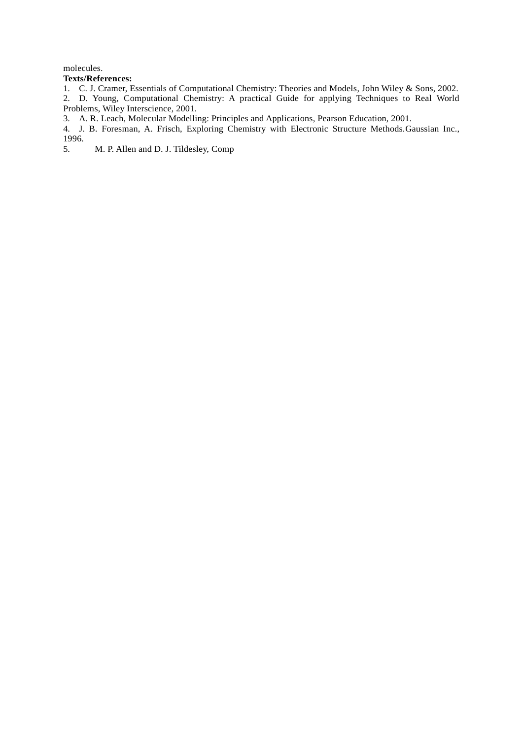molecules.

**Texts/References:**

1. C. J. Cramer, Essentials of Computational Chemistry: Theories and Models, John Wiley & Sons, 2002.
2. D. Young, Computational Chemistry: A practical Guide for applying Techniques to Real World Problems, Wiley Interscience, 2001.
3. A. R. Leach, Molecular Modelling: Principles and Applications, Pearson Education, 2001.
4. J. B. Foresman, A. Frisch, Exploring Chemistry with Electronic Structure Methods.Gaussian Inc., 1996.
5. M. P. Allen and D. J. Tildesley, Comp